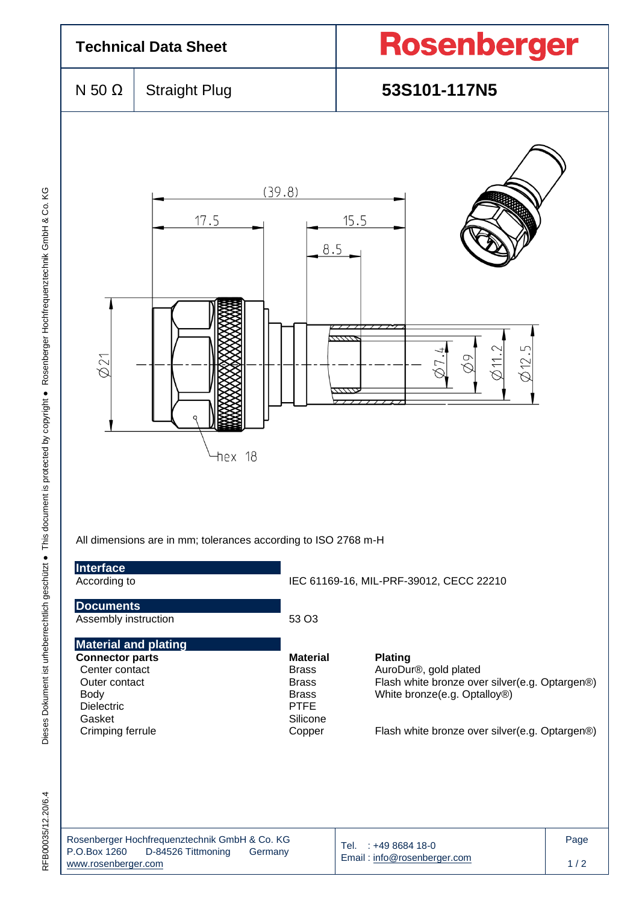# Technical Data Sheet

**Rosenberger**

| N 50 Ω | Straight Plug | **53S101-117N5** |
|---|---|---|

All dimensions are in mm; tolerances according to ISO 2768 m-H

## Interface

| | |
|---|---|
| According to | IEC 61169-16, MIL-PRF-39012, CECC 22210 |

## Documents

| | |
|---|---|
| Assembly instruction | 53 O3 |

## Material and plating

| **Connector parts** | **Material** | **Plating** |
|---|---|---|
| Center contact | Brass | AuroDur®, gold plated |
| Outer contact | Brass | Flash white bronze over silver(e.g. Optargen®) |
| Body | Brass | White bronze(e.g. Optalloy®) |
| Dielectric | PTFE | |
| Gasket | Silicone | |
| Crimping ferrule | Copper | Flash white bronze over silver(e.g. Optargen®) |

Rosenberger Hochfrequenztechnik GmbH & Co. KG
P.O.Box 1260 D-84526 Tittmoning Germany
www.rosenberger.com

Tel. : +49 8684 18-0
Email : info@rosenberger.com

RFB00035/12.20/6.4

Dieses Dokument ist urheberrechtlich geschützt ● This document is protected by copyright ● Rosenberger Hochfrequenztechnik GmbH & Co. KG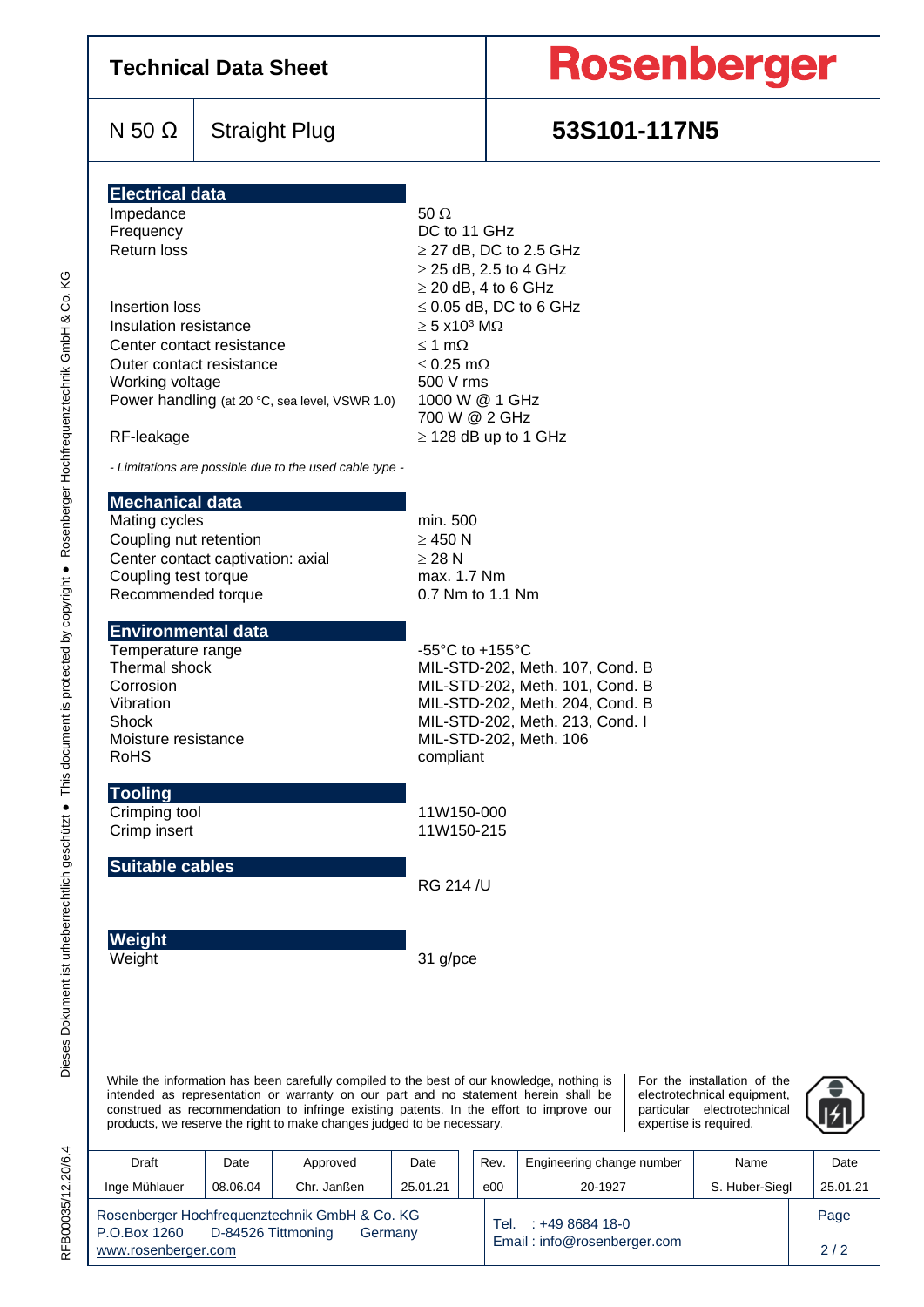# Technical Data Sheet

**Rosenberger**

| | | |
|---|---|---|
| N 50 Ω | Straight Plug | **53S101-117N5** |

## Electrical data

| | |
|---|---|
| Impedance | 50 Ω |
| Frequency | DC to 11 GHz |
| Return loss | ≥ 27 dB, DC to 2.5 GHz<br>≥ 25 dB, 2.5 to 4 GHz<br>≥ 20 dB, 4 to 6 GHz |
| Insertion loss | ≤ 0.05 dB, DC to 6 GHz |
| Insulation resistance | ≥ 5 x$10^3$ MΩ |
| Center contact resistance | ≤ 1 mΩ |
| Outer contact resistance | ≤ 0.25 mΩ |
| Working voltage | 500 V rms |
| Power handling (at 20 °C, sea level, VSWR 1.0) | 1000 W @ 1 GHz<br>700 W @ 2 GHz |
| RF-leakage | ≥ 128 dB up to 1 GHz |

*- Limitations are possible due to the used cable type -*

## Mechanical data

| | |
|---|---|
| Mating cycles | min. 500 |
| Coupling nut retention | ≥ 450 N |
| Center contact captivation: axial | ≥ 28 N |
| Coupling test torque | max. 1.7 Nm |
| Recommended torque | 0.7 Nm to 1.1 Nm |

## Environmental data

| | |
|---|---|
| Temperature range | -55°C to +155°C |
| Thermal shock | MIL-STD-202, Meth. 107, Cond. B |
| Corrosion | MIL-STD-202, Meth. 101, Cond. B |
| Vibration | MIL-STD-202, Meth. 204, Cond. B |
| Shock | MIL-STD-202, Meth. 213, Cond. I |
| Moisture resistance | MIL-STD-202, Meth. 106 |
| RoHS | compliant |

## Tooling

| | |
|---|---|
| Crimping tool | 11W150-000 |
| Crimp insert | 11W150-215 |

## Suitable cables

RG 214 /U

## Weight

| | |
|---|---|
| Weight | 31 g/pce |

While the information has been carefully compiled to the best of our knowledge, nothing is intended as representation or warranty on our part and no statement herein shall be construed as recommendation to infringe existing patents. In the effort to improve our products, we reserve the right to make changes judged to be necessary.

For the installation of the electrotechnical equipment, particular electrotechnical expertise is required.

| Draft | Date | Approved | Date | Rev. | Engineering change number | Name | Date |
|---|---|---|---|---|---|---|---|
| Inge Mühlauer | 08.06.04 | Chr. Janßen | 25.01.21 | e00 | 20-1927 | S. Huber-Siegl | 25.01.21 |

Rosenberger Hochfrequenztechnik GmbH & Co. KG
P.O.Box 1260 D-84526 Tittmoning Germany
www.rosenberger.com

Tel. : +49 8684 18-0
Email : info@rosenberger.com

RFB00035/12.20/6.4

Dieses Dokument ist urheberrechtlich geschützt • This document is protected by copyright • Rosenberger Hochfrequenztechnik GmbH & Co. KG